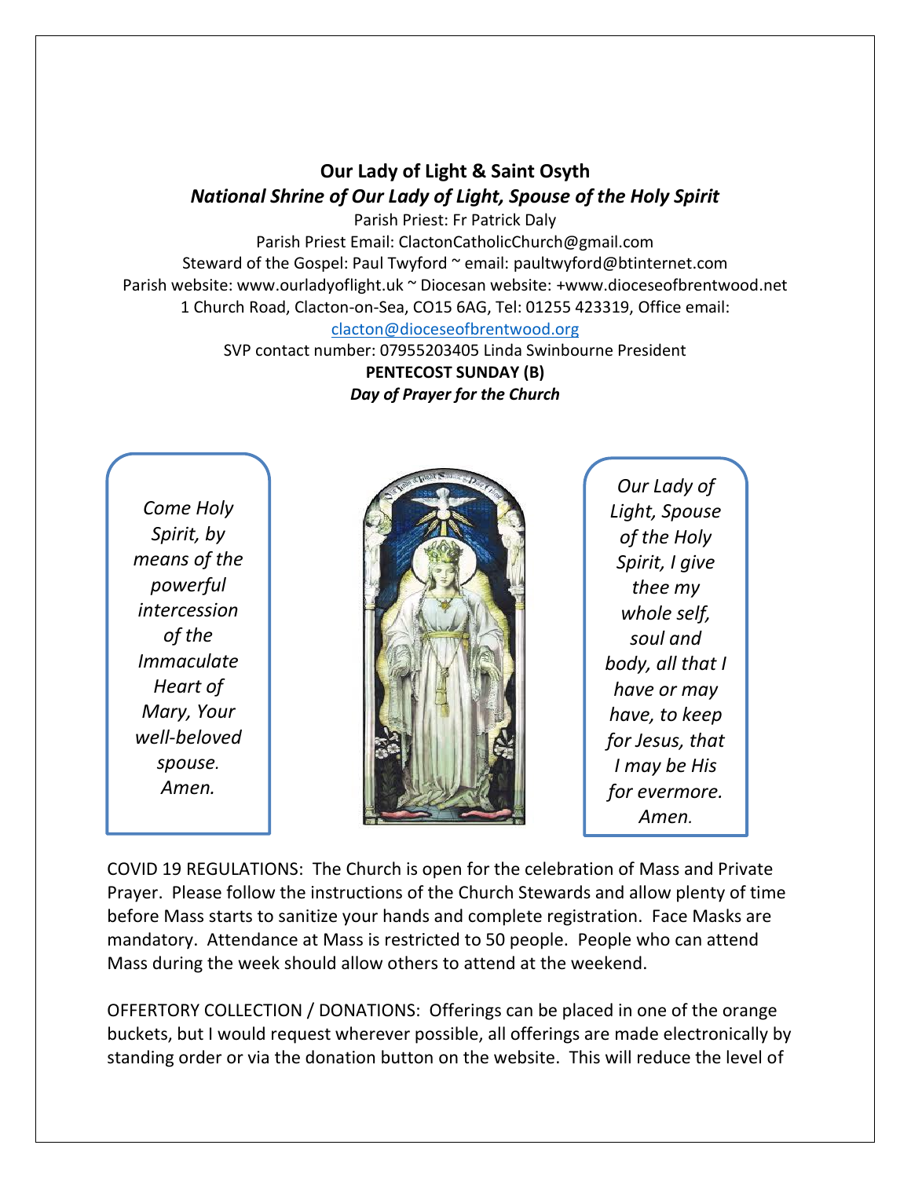**Our Lady of Light & Saint Osyth**

***National Shrine of Our Lady of Light, Spouse of the Holy Spirit***

Parish Priest: Fr Patrick Daly

Parish Priest Email: ClactonCatholicChurch@gmail.com

Steward of the Gospel: Paul Twyford ~ email: paultwyford@btinternet.com

Parish website: www.ourladyoflight.uk ~ Diocesan website: +www.dioceseofbrentwood.net

1 Church Road, Clacton-on-Sea, CO15 6AG, Tel: 01255 423319, Office email: clacton@dioceseofbrentwood.org

SVP contact number: 07955203405 Linda Swinbourne President

**PENTECOST SUNDAY (B)**

***Day of Prayer for the Church***

*Come Holy Spirit, by means of the powerful intercession of the Immaculate Heart of Mary, Your well-beloved spouse. Amen.*

*Our Lady of Light, Spouse of the Holy Spirit, I give thee my whole self, soul and body, all that I have or may have, to keep for Jesus, that I may be His for evermore. Amen.*

COVID 19 REGULATIONS: The Church is open for the celebration of Mass and Private Prayer. Please follow the instructions of the Church Stewards and allow plenty of time before Mass starts to sanitize your hands and complete registration. Face Masks are mandatory. Attendance at Mass is restricted to 50 people. People who can attend Mass during the week should allow others to attend at the weekend.

OFFERTORY COLLECTION / DONATIONS: Offerings can be placed in one of the orange buckets, but I would request wherever possible, all offerings are made electronically by standing order or via the donation button on the website. This will reduce the level of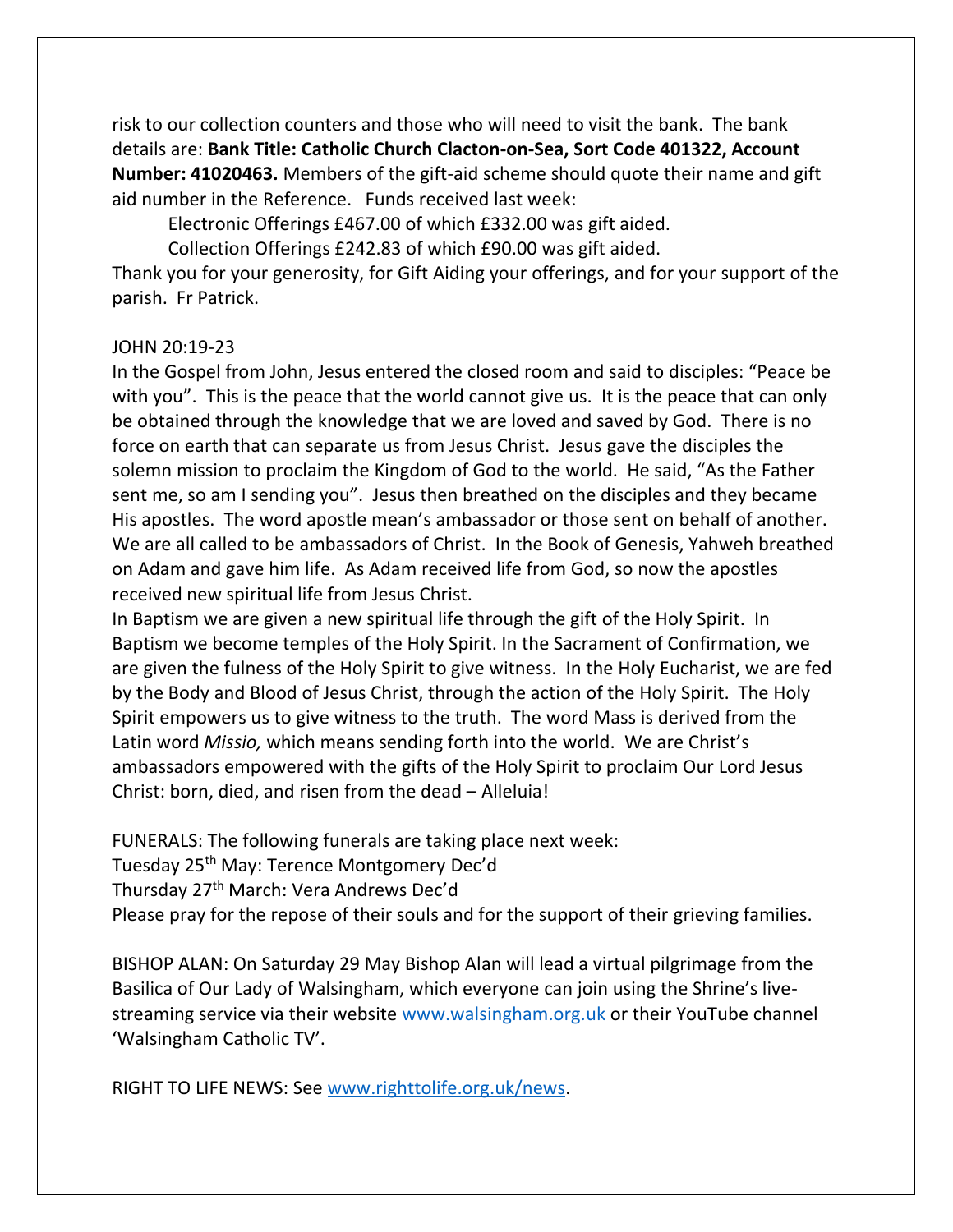risk to our collection counters and those who will need to visit the bank. The bank details are: **Bank Title: Catholic Church Clacton-on-Sea, Sort Code 401322, Account Number: 41020463.** Members of the gift-aid scheme should quote their name and gift aid number in the Reference. Funds received last week:

Electronic Offerings £467.00 of which £332.00 was gift aided.

Collection Offerings £242.83 of which £90.00 was gift aided.

Thank you for your generosity, for Gift Aiding your offerings, and for your support of the parish. Fr Patrick.

JOHN 20:19-23

In the Gospel from John, Jesus entered the closed room and said to disciples: "Peace be with you". This is the peace that the world cannot give us. It is the peace that can only be obtained through the knowledge that we are loved and saved by God. There is no force on earth that can separate us from Jesus Christ. Jesus gave the disciples the solemn mission to proclaim the Kingdom of God to the world. He said, "As the Father sent me, so am I sending you". Jesus then breathed on the disciples and they became His apostles. The word apostle mean's ambassador or those sent on behalf of another. We are all called to be ambassadors of Christ. In the Book of Genesis, Yahweh breathed on Adam and gave him life. As Adam received life from God, so now the apostles received new spiritual life from Jesus Christ.

In Baptism we are given a new spiritual life through the gift of the Holy Spirit. In Baptism we become temples of the Holy Spirit. In the Sacrament of Confirmation, we are given the fulness of the Holy Spirit to give witness. In the Holy Eucharist, we are fed by the Body and Blood of Jesus Christ, through the action of the Holy Spirit. The Holy Spirit empowers us to give witness to the truth. The word Mass is derived from the Latin word *Missio,* which means sending forth into the world. We are Christ's ambassadors empowered with the gifts of the Holy Spirit to proclaim Our Lord Jesus Christ: born, died, and risen from the dead – Alleluia!

FUNERALS: The following funerals are taking place next week:
Tuesday 25th May: Terence Montgomery Dec'd
Thursday 27th March: Vera Andrews Dec'd
Please pray for the repose of their souls and for the support of their grieving families.

BISHOP ALAN: On Saturday 29 May Bishop Alan will lead a virtual pilgrimage from the Basilica of Our Lady of Walsingham, which everyone can join using the Shrine's live-streaming service via their website www.walsingham.org.uk or their YouTube channel 'Walsingham Catholic TV'.

RIGHT TO LIFE NEWS: See www.righttolife.org.uk/news.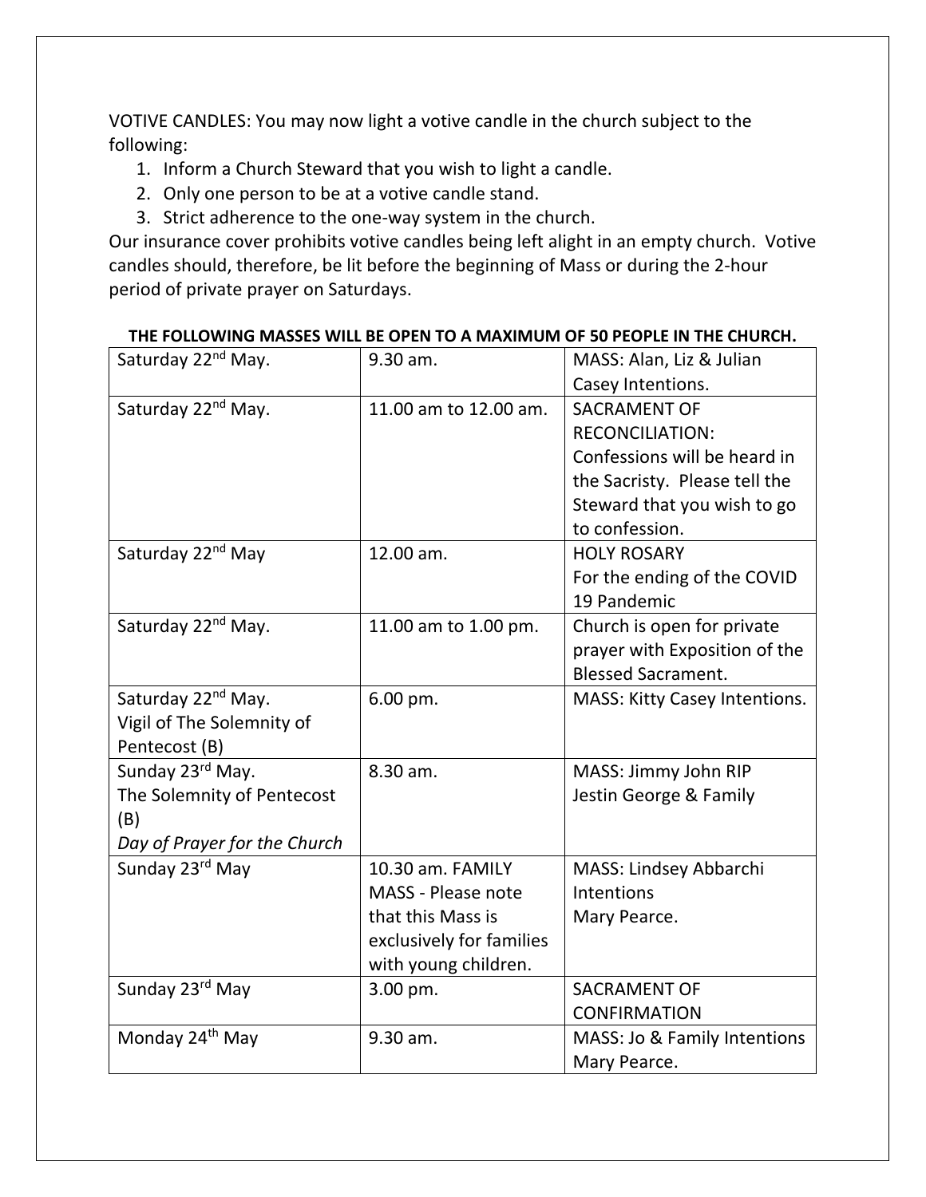VOTIVE CANDLES: You may now light a votive candle in the church subject to the following:

1. Inform a Church Steward that you wish to light a candle.
2. Only one person to be at a votive candle stand.
3. Strict adherence to the one-way system in the church.

Our insurance cover prohibits votive candles being left alight in an empty church. Votive candles should, therefore, be lit before the beginning of Mass or during the 2-hour period of private prayer on Saturdays.

**THE FOLLOWING MASSES WILL BE OPEN TO A MAXIMUM OF 50 PEOPLE IN THE CHURCH.**

| | | |
|---|---|---|
| Saturday 22nd May. | 9.30 am. | MASS: Alan, Liz & Julian Casey Intentions. |
| Saturday 22nd May. | 11.00 am to 12.00 am. | SACRAMENT OF RECONCILIATION: Confessions will be heard in the Sacristy. Please tell the Steward that you wish to go to confession. |
| Saturday 22nd May | 12.00 am. | HOLY ROSARY For the ending of the COVID 19 Pandemic |
| Saturday 22nd May. | 11.00 am to 1.00 pm. | Church is open for private prayer with Exposition of the Blessed Sacrament. |
| Saturday 22nd May. Vigil of The Solemnity of Pentecost (B) | 6.00 pm. | MASS: Kitty Casey Intentions. |
| Sunday 23rd May. The Solemnity of Pentecost (B) *Day of Prayer for the Church* | 8.30 am. | MASS: Jimmy John RIP Jestin George & Family |
| Sunday 23rd May | 10.30 am. FAMILY MASS - Please note that this Mass is exclusively for families with young children. | MASS: Lindsey Abbarchi Intentions Mary Pearce. |
| Sunday 23rd May | 3.00 pm. | SACRAMENT OF CONFIRMATION |
| Monday 24th May | 9.30 am. | MASS: Jo & Family Intentions Mary Pearce. |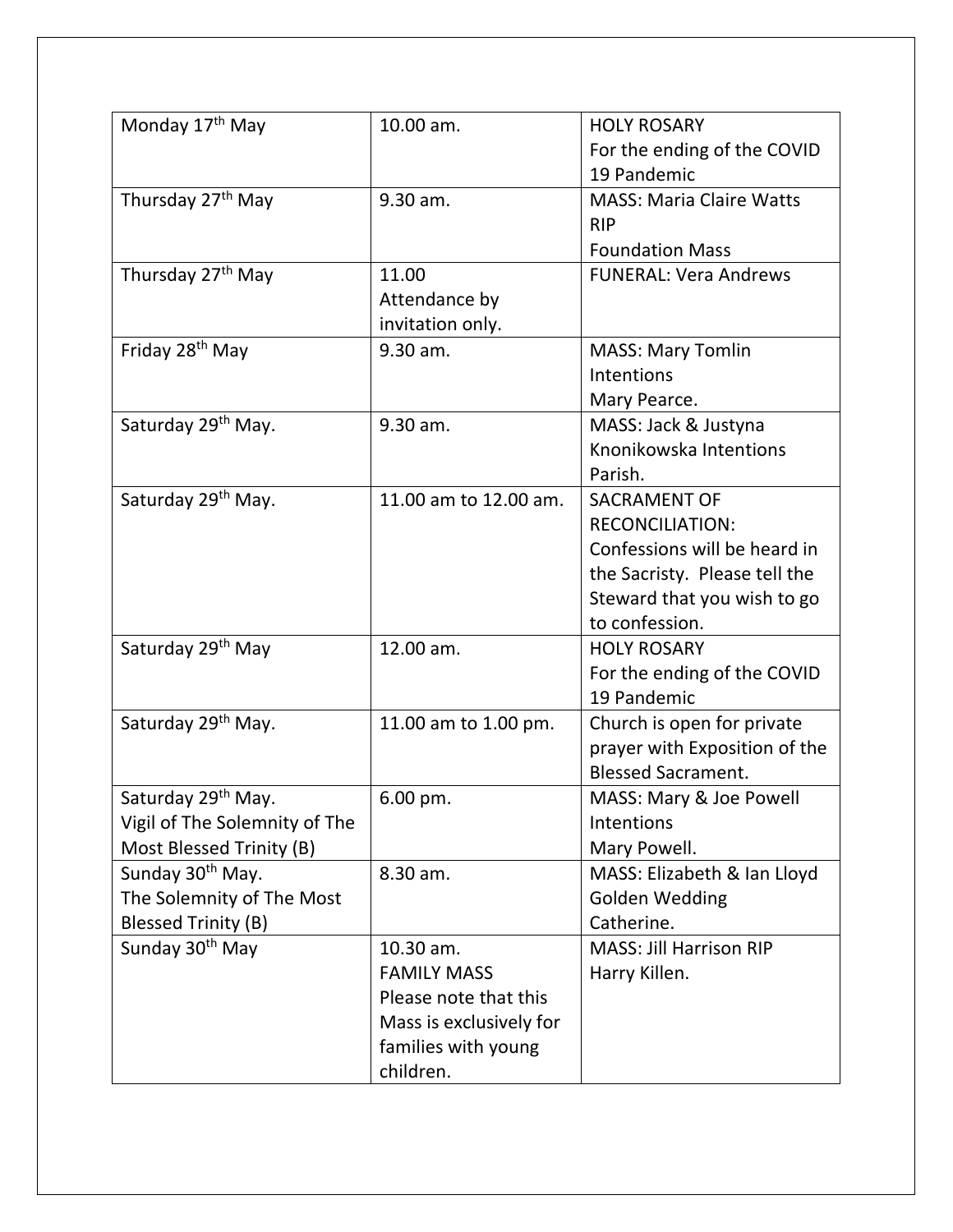| | | |
|---|---|---|
| Monday 17th May | 10.00 am. | HOLY ROSARY<br>For the ending of the COVID 19 Pandemic |
| Thursday 27th May | 9.30 am. | MASS: Maria Claire Watts RIP<br>Foundation Mass |
| Thursday 27th May | 11.00<br>Attendance by invitation only. | FUNERAL: Vera Andrews |
| Friday 28th May | 9.30 am. | MASS: Mary Tomlin Intentions<br>Mary Pearce. |
| Saturday 29th May. | 9.30 am. | MASS: Jack & Justyna Knonikowska Intentions<br>Parish. |
| Saturday 29th May. | 11.00 am to 12.00 am. | SACRAMENT OF RECONCILIATION:<br>Confessions will be heard in the Sacristy. Please tell the Steward that you wish to go to confession. |
| Saturday 29th May | 12.00 am. | HOLY ROSARY<br>For the ending of the COVID 19 Pandemic |
| Saturday 29th May. | 11.00 am to 1.00 pm. | Church is open for private prayer with Exposition of the Blessed Sacrament. |
| Saturday 29th May.<br>Vigil of The Solemnity of The Most Blessed Trinity (B) | 6.00 pm. | MASS: Mary & Joe Powell Intentions<br>Mary Powell. |
| Sunday 30th May.<br>The Solemnity of The Most Blessed Trinity (B) | 8.30 am. | MASS: Elizabeth & Ian Lloyd Golden Wedding<br>Catherine. |
| Sunday 30th May | 10.30 am.<br>FAMILY MASS<br>Please note that this Mass is exclusively for families with young children. | MASS: Jill Harrison RIP<br>Harry Killen. |